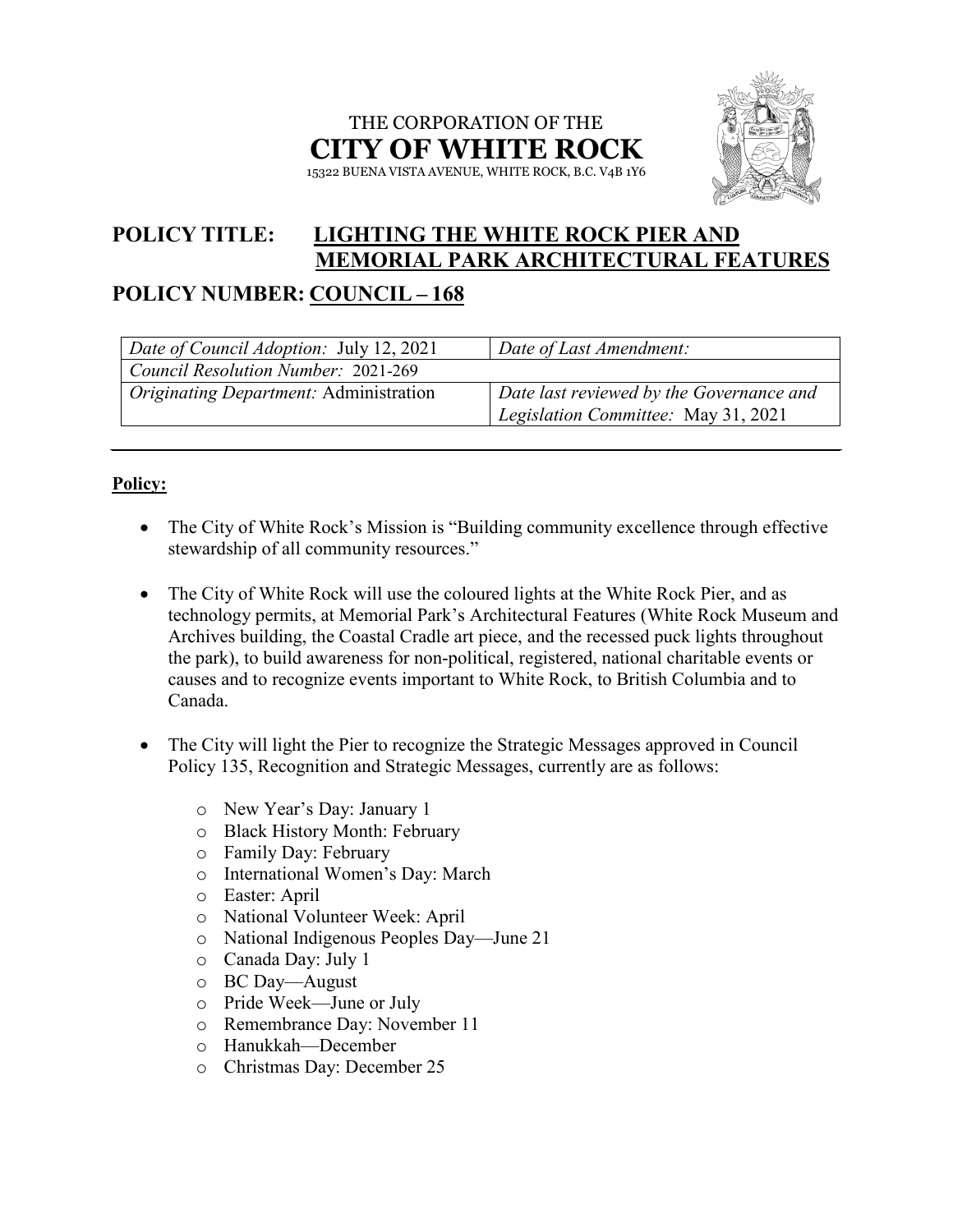THE CORPORATION OF THE

**CITY OF WHITE ROCK**

15322 BUENA VISTA AVENUE, WHITE ROCK, B.C. V4B 1Y6

# POLICY TITLE: LIGHTING THE WHITE ROCK PIER AND MEMORIAL PARK ARCHITECTURAL FEATURES

# POLICY NUMBER: COUNCIL – 168

| *Date of Council Adoption:* July 12, 2021 | *Date of Last Amendment:* |
|---|---|
| *Council Resolution Number:* 2021-269 | |
| *Originating Department:* Administration | *Date last reviewed by the Governance and Legislation Committee:* May 31, 2021 |

**Policy:**

- The City of White Rock's Mission is "Building community excellence through effective stewardship of all community resources."
- The City of White Rock will use the coloured lights at the White Rock Pier, and as technology permits, at Memorial Park's Architectural Features (White Rock Museum and Archives building, the Coastal Cradle art piece, and the recessed puck lights throughout the park), to build awareness for non-political, registered, national charitable events or causes and to recognize events important to White Rock, to British Columbia and to Canada.
- The City will light the Pier to recognize the Strategic Messages approved in Council Policy 135, Recognition and Strategic Messages, currently are as follows:
    - New Year's Day: January 1
    - Black History Month: February
    - Family Day: February
    - International Women's Day: March
    - Easter: April
    - National Volunteer Week: April
    - National Indigenous Peoples Day—June 21
    - Canada Day: July 1
    - BC Day—August
    - Pride Week—June or July
    - Remembrance Day: November 11
    - Hanukkah—December
    - Christmas Day: December 25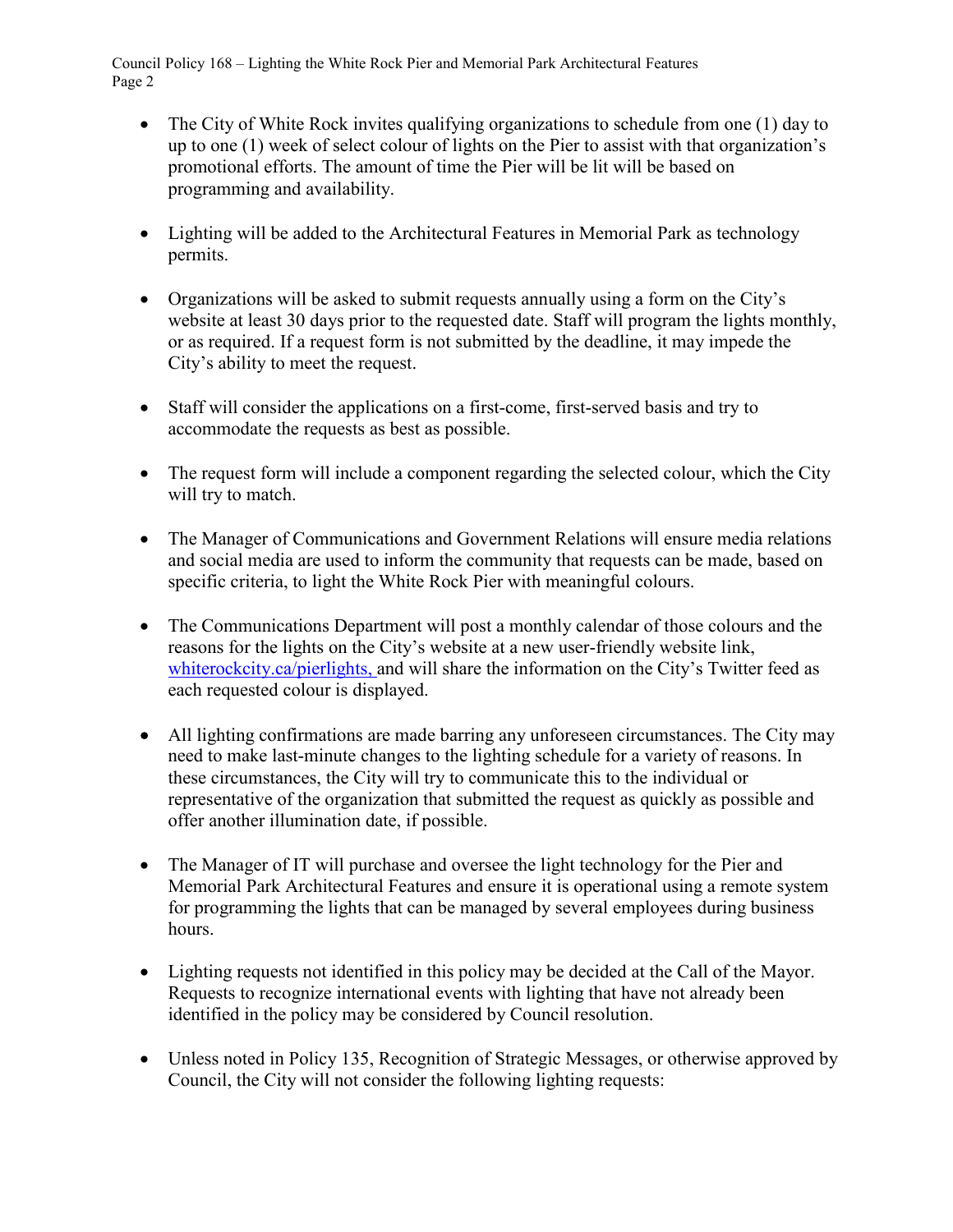- The City of White Rock invites qualifying organizations to schedule from one (1) day to up to one (1) week of select colour of lights on the Pier to assist with that organization's promotional efforts. The amount of time the Pier will be lit will be based on programming and availability.

- Lighting will be added to the Architectural Features in Memorial Park as technology permits.

- Organizations will be asked to submit requests annually using a form on the City's website at least 30 days prior to the requested date. Staff will program the lights monthly, or as required. If a request form is not submitted by the deadline, it may impede the City's ability to meet the request.

- Staff will consider the applications on a first-come, first-served basis and try to accommodate the requests as best as possible.

- The request form will include a component regarding the selected colour, which the City will try to match.

- The Manager of Communications and Government Relations will ensure media relations and social media are used to inform the community that requests can be made, based on specific criteria, to light the White Rock Pier with meaningful colours.

- The Communications Department will post a monthly calendar of those colours and the reasons for the lights on the City's website at a new user-friendly website link, [whiterockcity.ca/pierlights,](whiterockcity.ca/pierlights) and will share the information on the City's Twitter feed as each requested colour is displayed.

- All lighting confirmations are made barring any unforeseen circumstances. The City may need to make last-minute changes to the lighting schedule for a variety of reasons. In these circumstances, the City will try to communicate this to the individual or representative of the organization that submitted the request as quickly as possible and offer another illumination date, if possible.

- The Manager of IT will purchase and oversee the light technology for the Pier and Memorial Park Architectural Features and ensure it is operational using a remote system for programming the lights that can be managed by several employees during business hours.

- Lighting requests not identified in this policy may be decided at the Call of the Mayor. Requests to recognize international events with lighting that have not already been identified in the policy may be considered by Council resolution.

- Unless noted in Policy 135, Recognition of Strategic Messages, or otherwise approved by Council, the City will not consider the following lighting requests: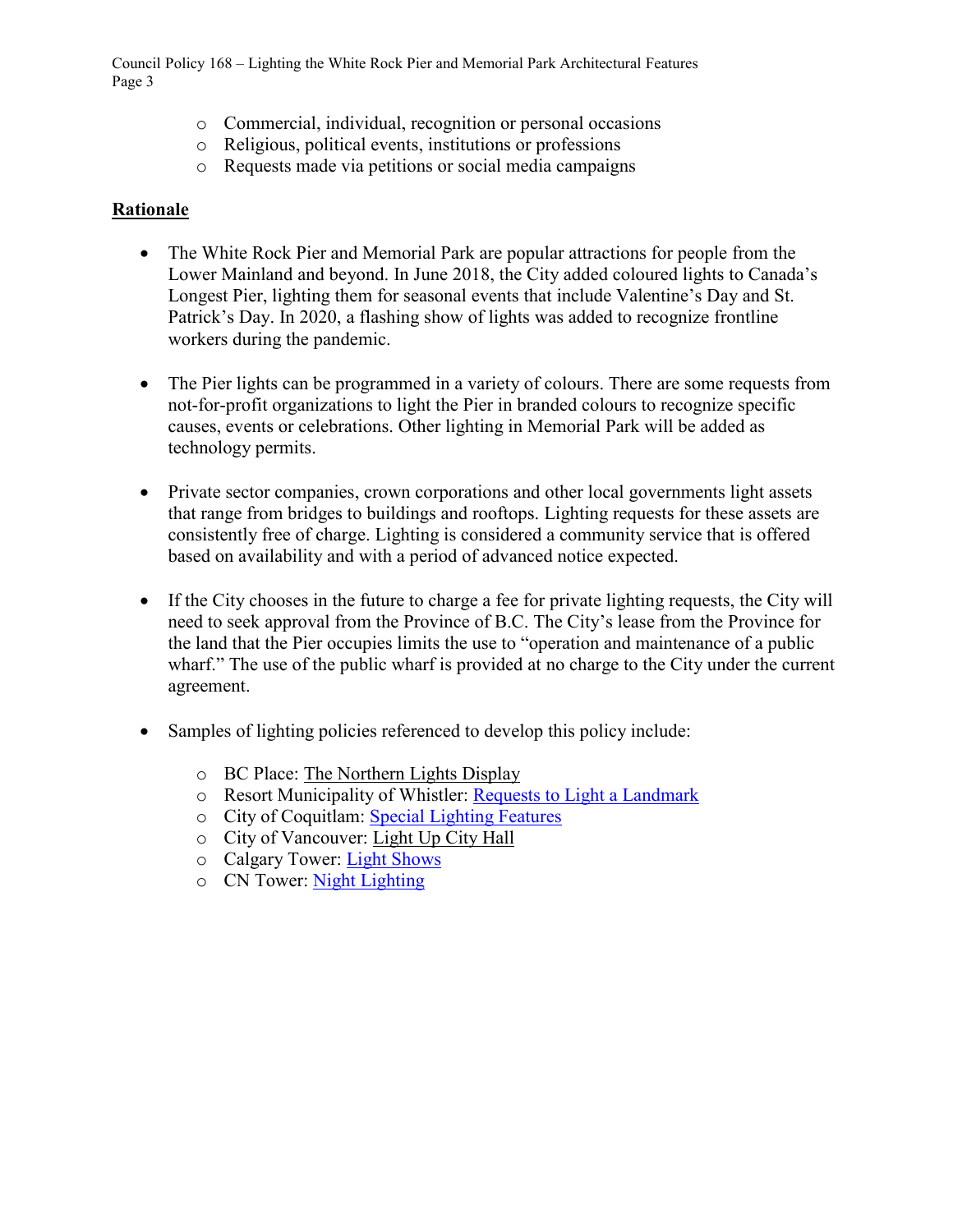- Commercial, individual, recognition or personal occasions
- Religious, political events, institutions or professions
- Requests made via petitions or social media campaigns

**Rationale**

- The White Rock Pier and Memorial Park are popular attractions for people from the Lower Mainland and beyond. In June 2018, the City added coloured lights to Canada's Longest Pier, lighting them for seasonal events that include Valentine's Day and St. Patrick's Day. In 2020, a flashing show of lights was added to recognize frontline workers during the pandemic.

- The Pier lights can be programmed in a variety of colours. There are some requests from not-for-profit organizations to light the Pier in branded colours to recognize specific causes, events or celebrations. Other lighting in Memorial Park will be added as technology permits.

- Private sector companies, crown corporations and other local governments light assets that range from bridges to buildings and rooftops. Lighting requests for these assets are consistently free of charge. Lighting is considered a community service that is offered based on availability and with a period of advanced notice expected.

- If the City chooses in the future to charge a fee for private lighting requests, the City will need to seek approval from the Province of B.C. The City's lease from the Province for the land that the Pier occupies limits the use to "operation and maintenance of a public wharf." The use of the public wharf is provided at no charge to the City under the current agreement.

- Samples of lighting policies referenced to develop this policy include:

  - BC Place: The Northern Lights Display
  - Resort Municipality of Whistler: Requests to Light a Landmark
  - City of Coquitlam: Special Lighting Features
  - City of Vancouver: Light Up City Hall
  - Calgary Tower: Light Shows
  - CN Tower: Night Lighting